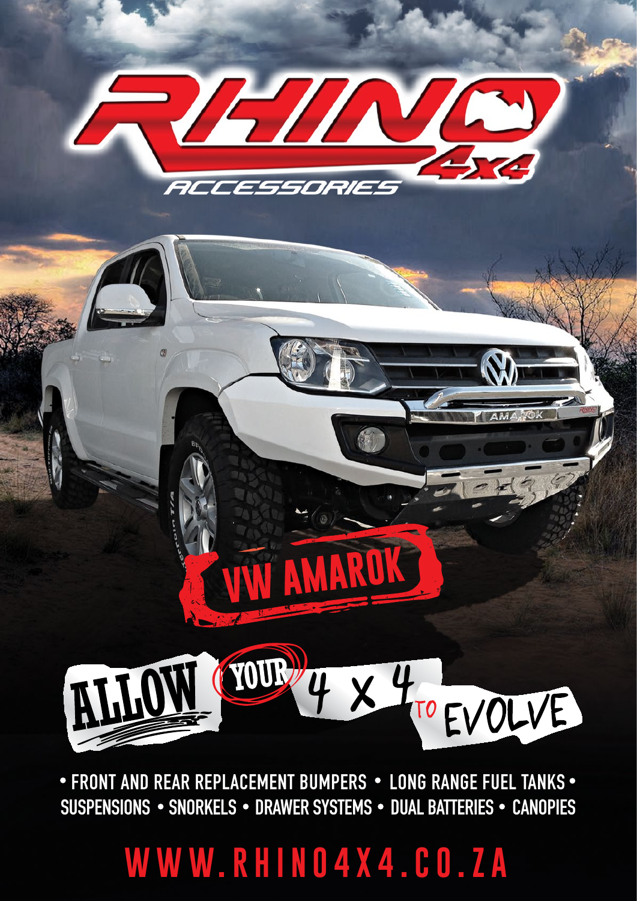# RHINO 4x4 ACCESSORIES

## VW AMAROK

## ALLOW YOUR 4 X 4 TO EVOLVE

• FRONT AND REAR REPLACEMENT BUMPERS • LONG RANGE FUEL TANKS • SUSPENSIONS • SNORKELS • DRAWER SYSTEMS • DUAL BATTERIES • CANOPIES

WWW.RHINO4X4.CO.ZA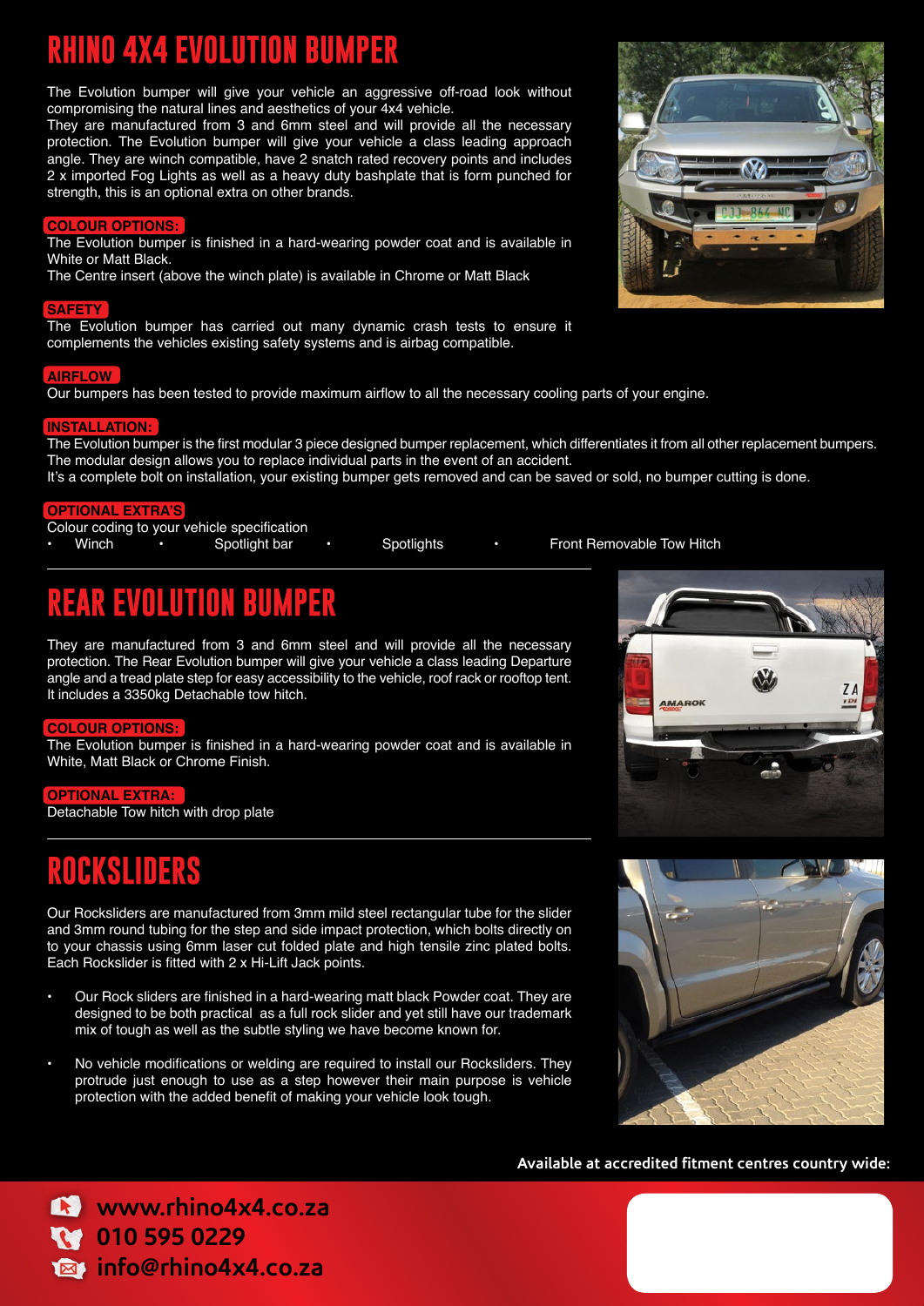# RHINO 4X4 EVOLUTION BUMPER

The Evolution bumper will give your vehicle an aggressive off-road look without compromising the natural lines and aesthetics of your 4x4 vehicle.
They are manufactured from 3 and 6mm steel and will provide all the necessary protection. The Evolution bumper will give your vehicle a class leading approach angle. They are winch compatible, have 2 snatch rated recovery points and includes 2 x imported Fog Lights as well as a heavy duty bashplate that is form punched for strength, this is an optional extra on other brands.

**COLOUR OPTIONS:**
The Evolution bumper is finished in a hard-wearing powder coat and is available in White or Matt Black.
The Centre insert (above the winch plate) is available in Chrome or Matt Black

**SAFETY**
The Evolution bumper has carried out many dynamic crash tests to ensure it complements the vehicles existing safety systems and is airbag compatible.

**AIRFLOW**
Our bumpers has been tested to provide maximum airflow to all the necessary cooling parts of your engine.

**INSTALLATION:**
The Evolution bumper is the first modular 3 piece designed bumper replacement, which differentiates it from all other replacement bumpers.
The modular design allows you to replace individual parts in the event of an accident.
It's a complete bolt on installation, your existing bumper gets removed and can be saved or sold, no bumper cutting is done.

**OPTIONAL EXTRA'S**
Colour coding to your vehicle specification

- Winch
- Spotlight bar
- Spotlights
- Front Removable Tow Hitch

# REAR EVOLUTION BUMPER

They are manufactured from 3 and 6mm steel and will provide all the necessary protection. The Rear Evolution bumper will give your vehicle a class leading Departure angle and a tread plate step for easy accessibility to the vehicle, roof rack or rooftop tent. It includes a 3350kg Detachable tow hitch.

**COLOUR OPTIONS:**
The Evolution bumper is finished in a hard-wearing powder coat and is available in White, Matt Black or Chrome Finish.

**OPTIONAL EXTRA:**
Detachable Tow hitch with drop plate

# ROCKSLIDERS

Our Rocksliders are manufactured from 3mm mild steel rectangular tube for the slider and 3mm round tubing for the step and side impact protection, which bolts directly on to your chassis using 6mm laser cut folded plate and high tensile zinc plated bolts. Each Rockslider is fitted with 2 x Hi-Lift Jack points.

- Our Rock sliders are finished in a hard-wearing matt black Powder coat. They are designed to be both practical as a full rock slider and yet still have our trademark mix of tough as well as the subtle styling we have become known for.
- No vehicle modifications or welding are required to install our Rocksliders. They protrude just enough to use as a step however their main purpose is vehicle protection with the added benefit of making your vehicle look tough.

**Available at accredited fitment centres country wide:**

www.rhino4x4.co.za
010 595 0229
info@rhino4x4.co.za